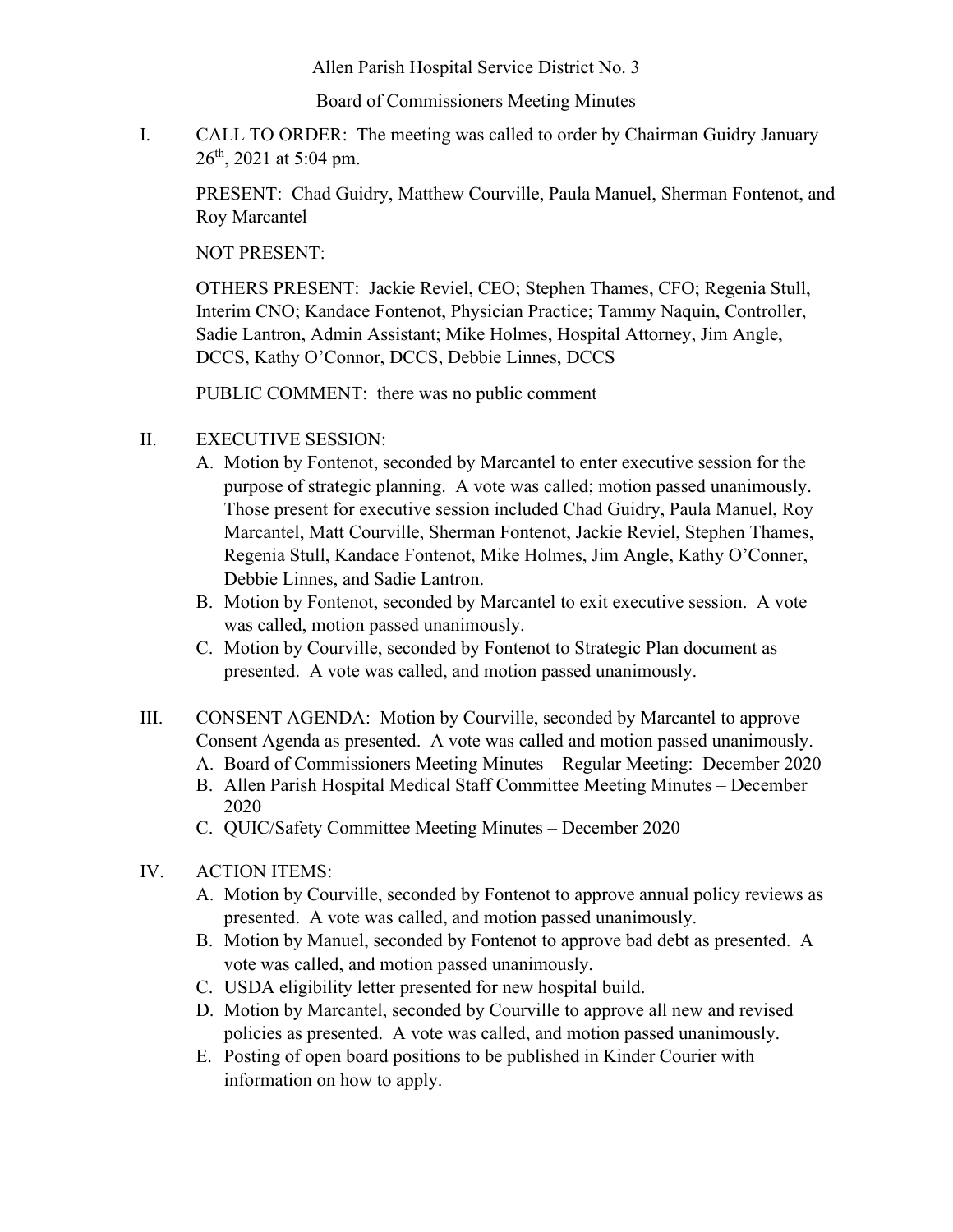Allen Parish Hospital Service District No. 3

Board of Commissioners Meeting Minutes

I. CALL TO ORDER: The meeting was called to order by Chairman Guidry January 26th, 2021 at 5:04 pm.

   PRESENT: Chad Guidry, Matthew Courville, Paula Manuel, Sherman Fontenot, and Roy Marcantel

   NOT PRESENT:

   OTHERS PRESENT: Jackie Reviel, CEO; Stephen Thames, CFO; Regenia Stull, Interim CNO; Kandace Fontenot, Physician Practice; Tammy Naquin, Controller, Sadie Lantron, Admin Assistant; Mike Holmes, Hospital Attorney, Jim Angle, DCCS, Kathy O'Connor, DCCS, Debbie Linnes, DCCS

   PUBLIC COMMENT: there was no public comment

II. EXECUTIVE SESSION:
   A. Motion by Fontenot, seconded by Marcantel to enter executive session for the purpose of strategic planning. A vote was called; motion passed unanimously. Those present for executive session included Chad Guidry, Paula Manuel, Roy Marcantel, Matt Courville, Sherman Fontenot, Jackie Reviel, Stephen Thames, Regenia Stull, Kandace Fontenot, Mike Holmes, Jim Angle, Kathy O'Conner, Debbie Linnes, and Sadie Lantron.
   B. Motion by Fontenot, seconded by Marcantel to exit executive session. A vote was called, motion passed unanimously.
   C. Motion by Courville, seconded by Fontenot to Strategic Plan document as presented. A vote was called, and motion passed unanimously.

III. CONSENT AGENDA: Motion by Courville, seconded by Marcantel to approve Consent Agenda as presented. A vote was called and motion passed unanimously.
   A. Board of Commissioners Meeting Minutes – Regular Meeting: December 2020
   B. Allen Parish Hospital Medical Staff Committee Meeting Minutes – December 2020
   C. QUIC/Safety Committee Meeting Minutes – December 2020

IV. ACTION ITEMS:
   A. Motion by Courville, seconded by Fontenot to approve annual policy reviews as presented. A vote was called, and motion passed unanimously.
   B. Motion by Manuel, seconded by Fontenot to approve bad debt as presented. A vote was called, and motion passed unanimously.
   C. USDA eligibility letter presented for new hospital build.
   D. Motion by Marcantel, seconded by Courville to approve all new and revised policies as presented. A vote was called, and motion passed unanimously.
   E. Posting of open board positions to be published in Kinder Courier with information on how to apply.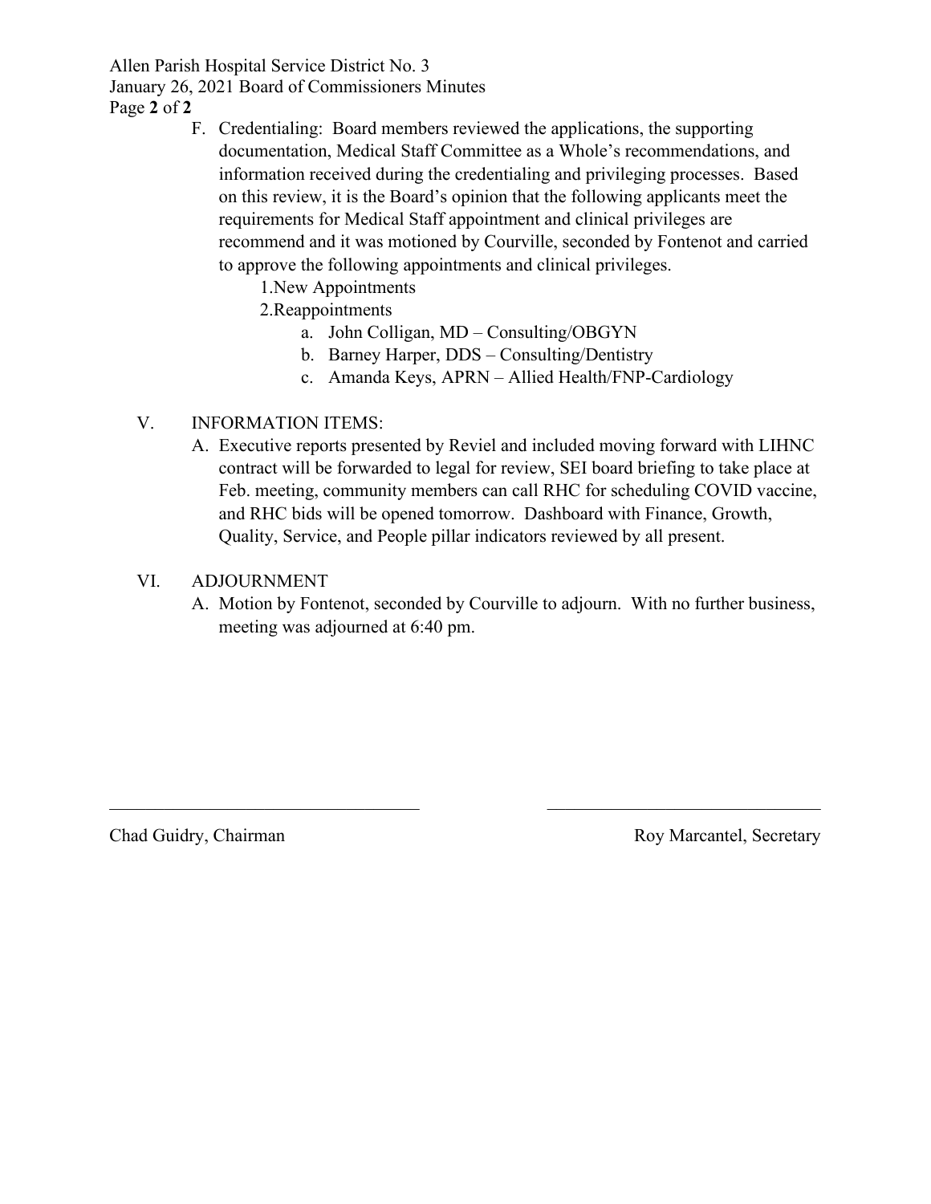F. Credentialing: Board members reviewed the applications, the supporting documentation, Medical Staff Committee as a Whole's recommendations, and information received during the credentialing and privileging processes. Based on this review, it is the Board's opinion that the following applicants meet the requirements for Medical Staff appointment and clinical privileges are recommend and it was motioned by Courville, seconded by Fontenot and carried to approve the following appointments and clinical privileges.

   1. New Appointments
   2. Reappointments
      a. John Colligan, MD – Consulting/OBGYN
      b. Barney Harper, DDS – Consulting/Dentistry
      c. Amanda Keys, APRN – Allied Health/FNP-Cardiology

V. INFORMATION ITEMS:

A. Executive reports presented by Reviel and included moving forward with LIHNC contract will be forwarded to legal for review, SEI board briefing to take place at Feb. meeting, community members can call RHC for scheduling COVID vaccine, and RHC bids will be opened tomorrow. Dashboard with Finance, Growth, Quality, Service, and People pillar indicators reviewed by all present.

VI. ADJOURNMENT

A. Motion by Fontenot, seconded by Courville to adjourn. With no further business, meeting was adjourned at 6:40 pm.

\_\_\_\_\_\_\_\_\_\_\_\_\_\_\_\_\_\_\_\_\_\_\_\_\_\_\_\_\_\_\_\_\_\_\_
Chad Guidry, Chairman

\_\_\_\_\_\_\_\_\_\_\_\_\_\_\_\_\_\_\_\_\_\_\_\_\_\_\_\_\_\_\_\_\_\_\_
Roy Marcantel, Secretary